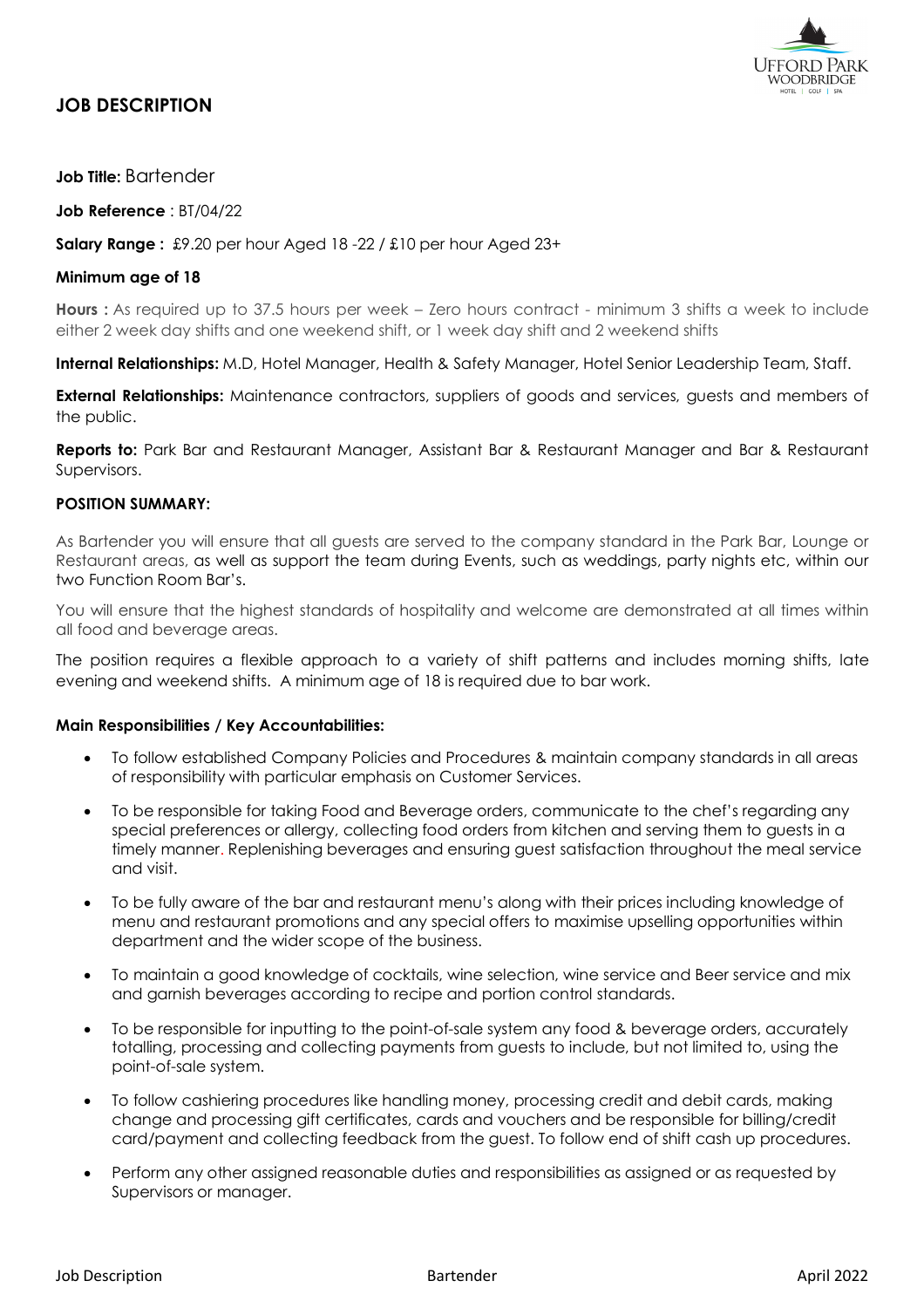# JOB DESCRIPTION

**Job Title:** Bartender

**Job Reference** : BT/04/22

**Salary Range :** £9.20 per hour Aged 18 -22 / £10 per hour Aged 23+

**Minimum age of 18**

**Hours :** As required up to 37.5 hours per week – Zero hours contract - minimum 3 shifts a week to include either 2 week day shifts and one weekend shift, or 1 week day shift and 2 weekend shifts

**Internal Relationships:** M.D, Hotel Manager, Health & Safety Manager, Hotel Senior Leadership Team, Staff.

**External Relationships:** Maintenance contractors, suppliers of goods and services, guests and members of the public.

**Reports to:** Park Bar and Restaurant Manager, Assistant Bar & Restaurant Manager and Bar & Restaurant Supervisors.

**POSITION SUMMARY:**

As Bartender you will ensure that all guests are served to the company standard in the Park Bar, Lounge or Restaurant areas, as well as support the team during Events, such as weddings, party nights etc, within our two Function Room Bar's.

You will ensure that the highest standards of hospitality and welcome are demonstrated at all times within all food and beverage areas.

The position requires a flexible approach to a variety of shift patterns and includes morning shifts, late evening and weekend shifts. A minimum age of 18 is required due to bar work.

**Main Responsibilities / Key Accountabilities:**

- To follow established Company Policies and Procedures & maintain company standards in all areas of responsibility with particular emphasis on Customer Services.
- To be responsible for taking Food and Beverage orders, communicate to the chef's regarding any special preferences or allergy, collecting food orders from kitchen and serving them to guests in a timely manner. Replenishing beverages and ensuring guest satisfaction throughout the meal service and visit.
- To be fully aware of the bar and restaurant menu's along with their prices including knowledge of menu and restaurant promotions and any special offers to maximise upselling opportunities within department and the wider scope of the business.
- To maintain a good knowledge of cocktails, wine selection, wine service and Beer service and mix and garnish beverages according to recipe and portion control standards.
- To be responsible for inputting to the point-of-sale system any food & beverage orders, accurately totalling, processing and collecting payments from guests to include, but not limited to, using the point-of-sale system.
- To follow cashiering procedures like handling money, processing credit and debit cards, making change and processing gift certificates, cards and vouchers and be responsible for billing/credit card/payment and collecting feedback from the guest. To follow end of shift cash up procedures.
- Perform any other assigned reasonable duties and responsibilities as assigned or as requested by Supervisors or manager.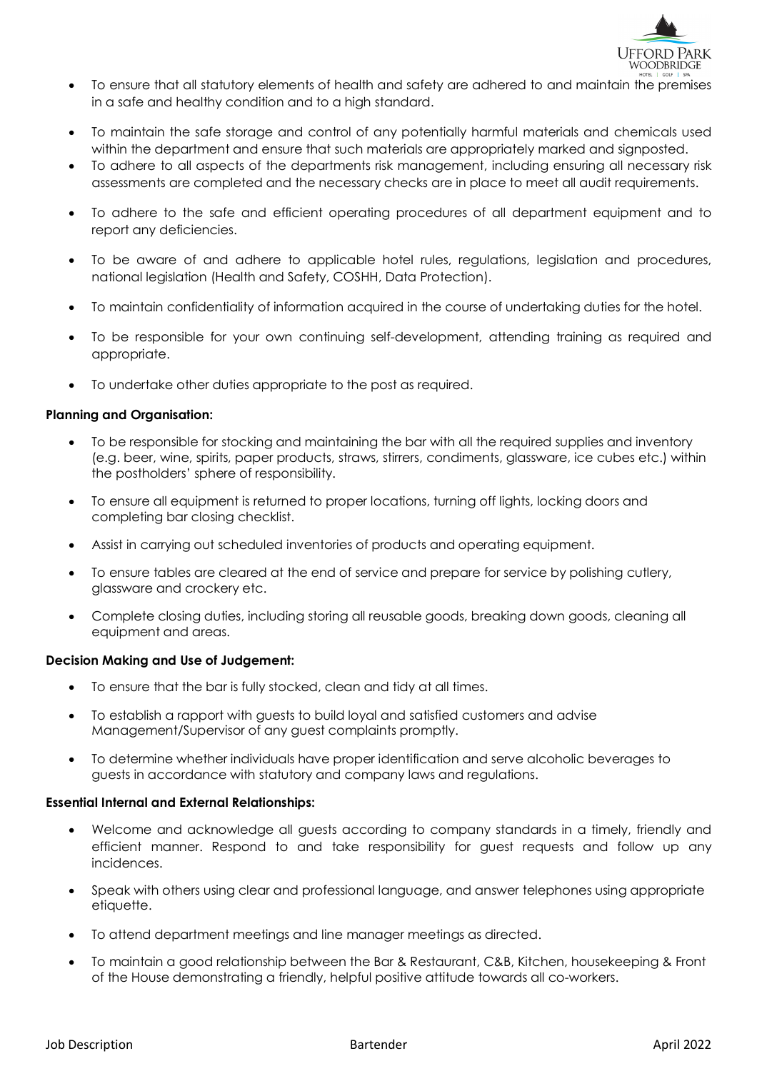- To ensure that all statutory elements of health and safety are adhered to and maintain the premises in a safe and healthy condition and to a high standard.
- To maintain the safe storage and control of any potentially harmful materials and chemicals used within the department and ensure that such materials are appropriately marked and signposted.
- To adhere to all aspects of the departments risk management, including ensuring all necessary risk assessments are completed and the necessary checks are in place to meet all audit requirements.
- To adhere to the safe and efficient operating procedures of all department equipment and to report any deficiencies.
- To be aware of and adhere to applicable hotel rules, regulations, legislation and procedures, national legislation (Health and Safety, COSHH, Data Protection).
- To maintain confidentiality of information acquired in the course of undertaking duties for the hotel.
- To be responsible for your own continuing self-development, attending training as required and appropriate.
- To undertake other duties appropriate to the post as required.

**Planning and Organisation:**

- To be responsible for stocking and maintaining the bar with all the required supplies and inventory (e.g. beer, wine, spirits, paper products, straws, stirrers, condiments, glassware, ice cubes etc.) within the postholders' sphere of responsibility.
- To ensure all equipment is returned to proper locations, turning off lights, locking doors and completing bar closing checklist.
- Assist in carrying out scheduled inventories of products and operating equipment.
- To ensure tables are cleared at the end of service and prepare for service by polishing cutlery, glassware and crockery etc.
- Complete closing duties, including storing all reusable goods, breaking down goods, cleaning all equipment and areas.

**Decision Making and Use of Judgement:**

- To ensure that the bar is fully stocked, clean and tidy at all times.
- To establish a rapport with guests to build loyal and satisfied customers and advise Management/Supervisor of any guest complaints promptly.
- To determine whether individuals have proper identification and serve alcoholic beverages to guests in accordance with statutory and company laws and regulations.

**Essential Internal and External Relationships:**

- Welcome and acknowledge all guests according to company standards in a timely, friendly and efficient manner. Respond to and take responsibility for guest requests and follow up any incidences.
- Speak with others using clear and professional language, and answer telephones using appropriate etiquette.
- To attend department meetings and line manager meetings as directed.
- To maintain a good relationship between the Bar & Restaurant, C&B, Kitchen, housekeeping & Front of the House demonstrating a friendly, helpful positive attitude towards all co-workers.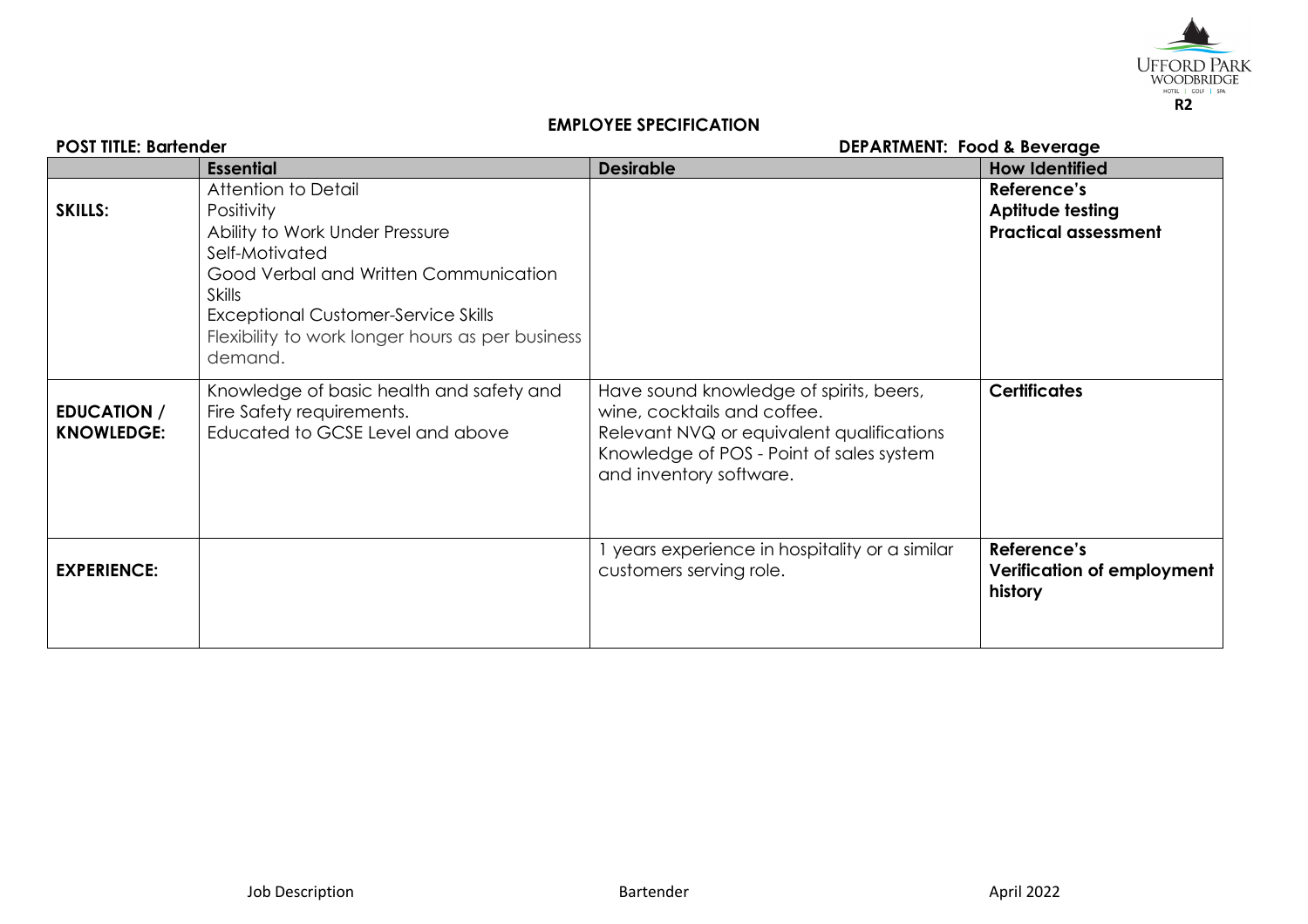R2

# EMPLOYEE SPECIFICATION

**POST TITLE: Bartender** **DEPARTMENT: Food & Beverage**

| | Essential | Desirable | How Identified |
|---|---|---|---|
| **SKILLS:** | Attention to Detail<br>Positivity<br>Ability to Work Under Pressure<br>Self-Motivated<br>Good Verbal and Written Communication Skills<br>Exceptional Customer-Service Skills<br>Flexibility to work longer hours as per business demand. | | **Reference's**<br>**Aptitude testing**<br>**Practical assessment** |
| **EDUCATION / KNOWLEDGE:** | Knowledge of basic health and safety and Fire Safety requirements.<br>Educated to GCSE Level and above | Have sound knowledge of spirits, beers, wine, cocktails and coffee.<br>Relevant NVQ or equivalent qualifications<br>Knowledge of POS - Point of sales system and inventory software. | **Certificates** |
| **EXPERIENCE:** | | 1 years experience in hospitality or a similar customers serving role. | **Reference's**<br>**Verification of employment history** |